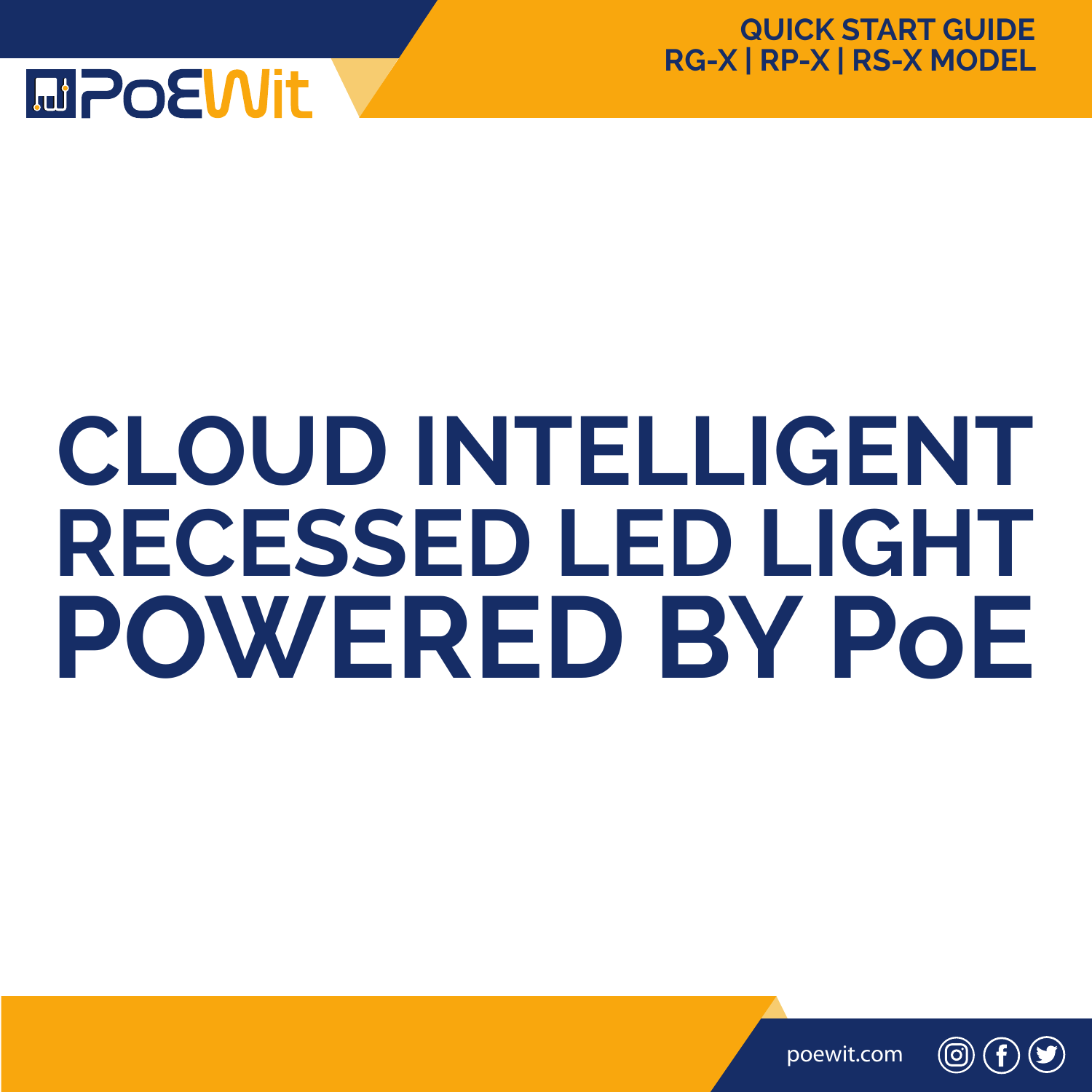PoEWit

QUICK START GUIDE
RG-X | RP-X | RS-X MODEL

# CLOUD INTELLIGENT RECESSED LED LIGHT POWERED BY PoE

poewit.com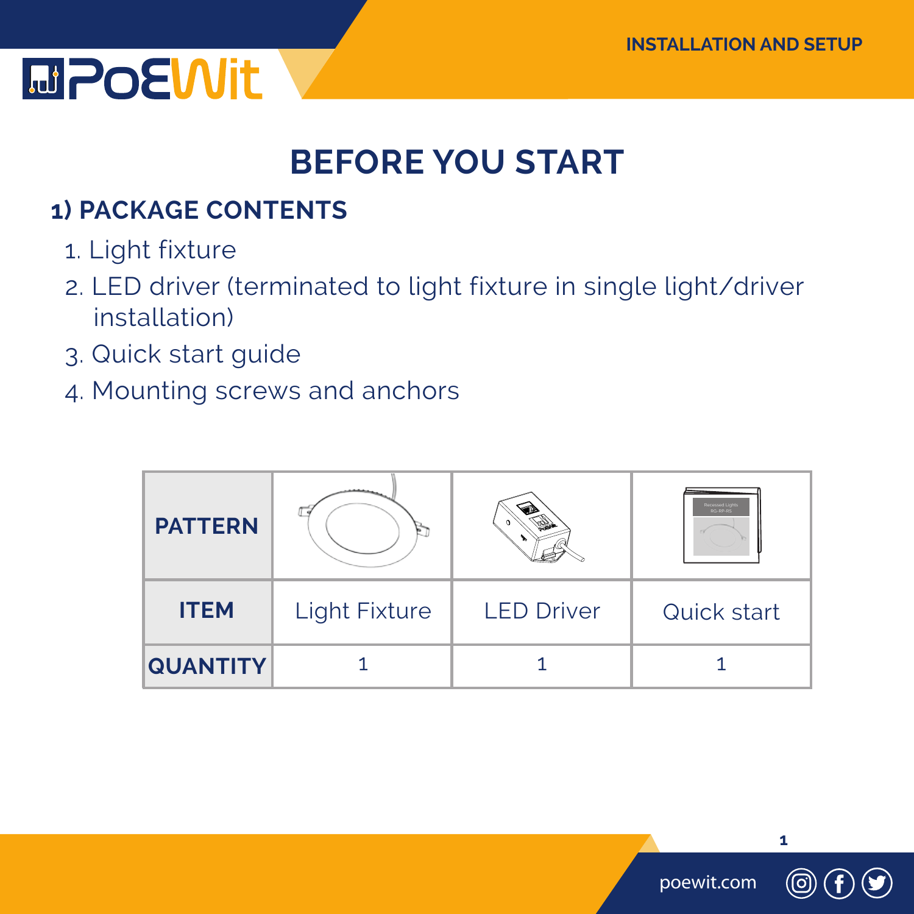# BEFORE YOU START

## 1) PACKAGE CONTENTS

1. Light fixture
2. LED driver (terminated to light fixture in single light/driver installation)
3. Quick start guide
4. Mounting screws and anchors

| PATTERN | | | |
|---|---|---|---|
| ITEM | Light Fixture | LED Driver | Quick start |
| QUANTITY | 1 | 1 | 1 |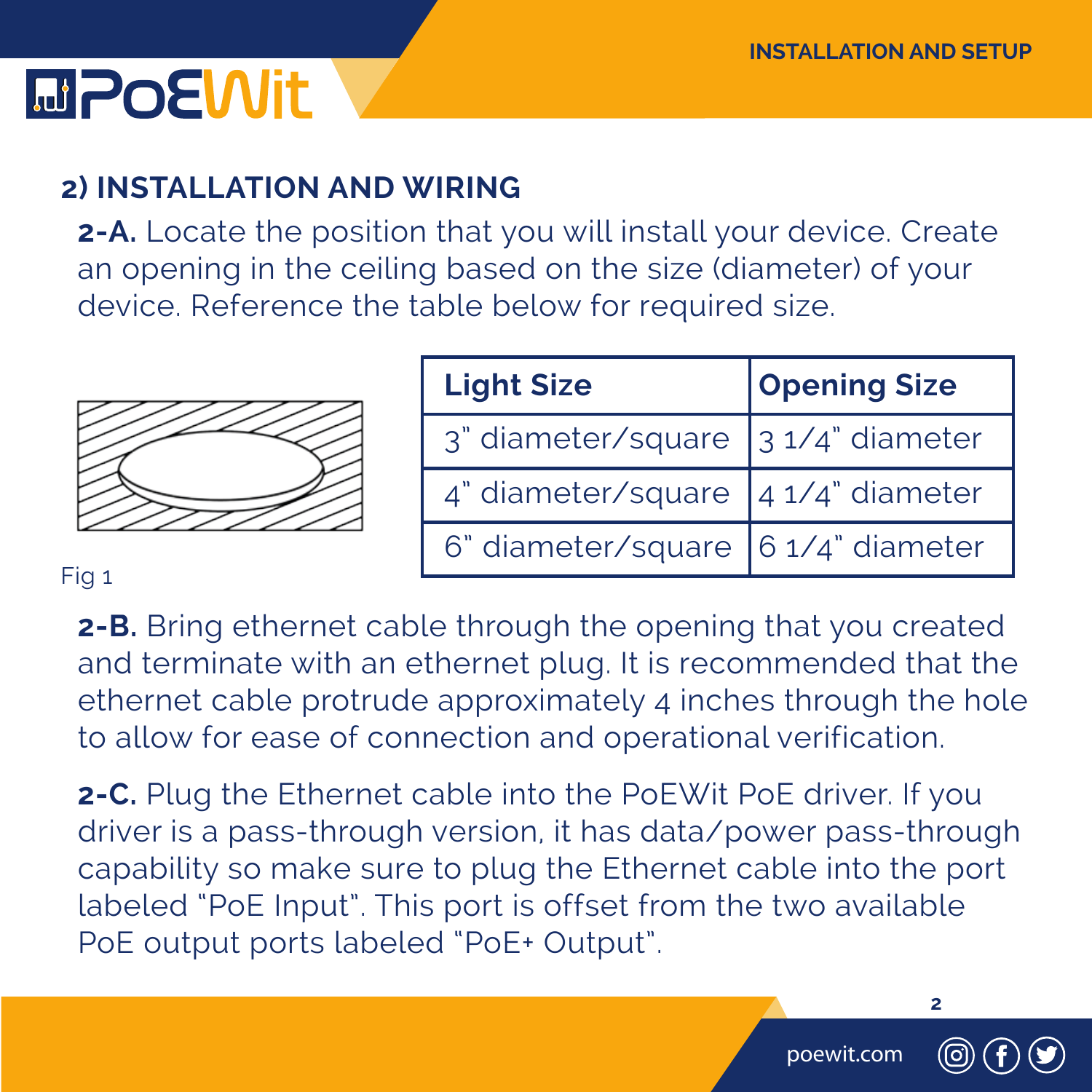## 2) INSTALLATION AND WIRING

**2-A.** Locate the position that you will install your device. Create an opening in the ceiling based on the size (diameter) of your device. Reference the table below for required size.

| Light Size | Opening Size |
|---|---|
| 3" diameter/square | 3 1/4" diameter |
| 4" diameter/square | 4 1/4" diameter |
| 6" diameter/square | 6 1/4" diameter |

Fig 1

**2-B.** Bring ethernet cable through the opening that you created and terminate with an ethernet plug. It is recommended that the ethernet cable protrude approximately 4 inches through the hole to allow for ease of connection and operational verification.

**2-C.** Plug the Ethernet cable into the PoEWit PoE driver. If you driver is a pass-through version, it has data/power pass-through capability so make sure to plug the Ethernet cable into the port labeled "PoE Input". This port is offset from the two available PoE output ports labeled "PoE+ Output".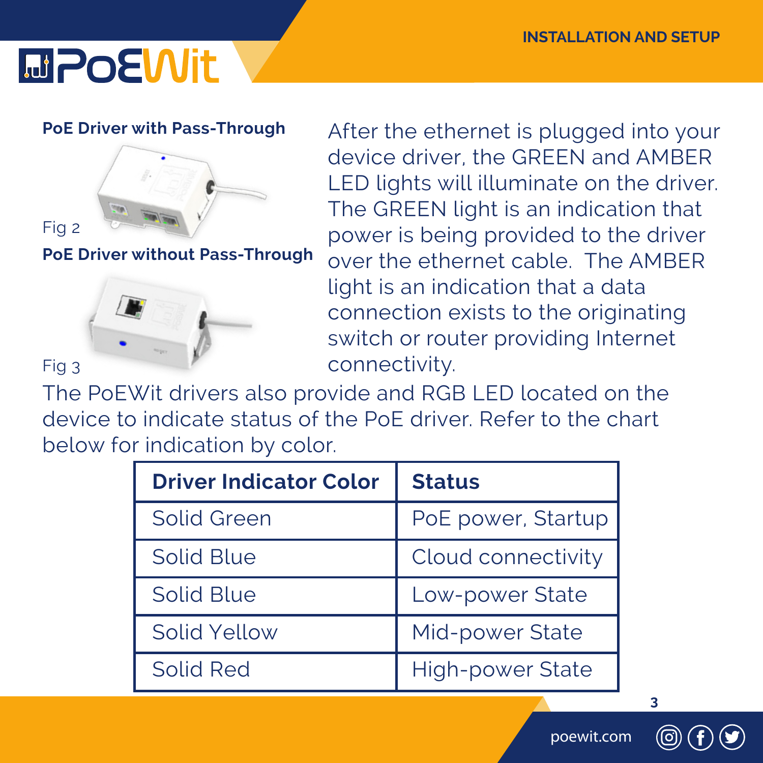**PoE Driver with Pass-Through**

Fig 2

**PoE Driver without Pass-Through**

Fig 3

After the ethernet is plugged into your device driver, the GREEN and AMBER LED lights will illuminate on the driver. The GREEN light is an indication that power is being provided to the driver over the ethernet cable. The AMBER light is an indication that a data connection exists to the originating switch or router providing Internet connectivity.

The PoEWit drivers also provide and RGB LED located on the device to indicate status of the PoE driver. Refer to the chart below for indication by color.

| Driver Indicator Color | Status |
|---|---|
| Solid Green | PoE power, Startup |
| Solid Blue | Cloud connectivity |
| Solid Blue | Low-power State |
| Solid Yellow | Mid-power State |
| Solid Red | High-power State |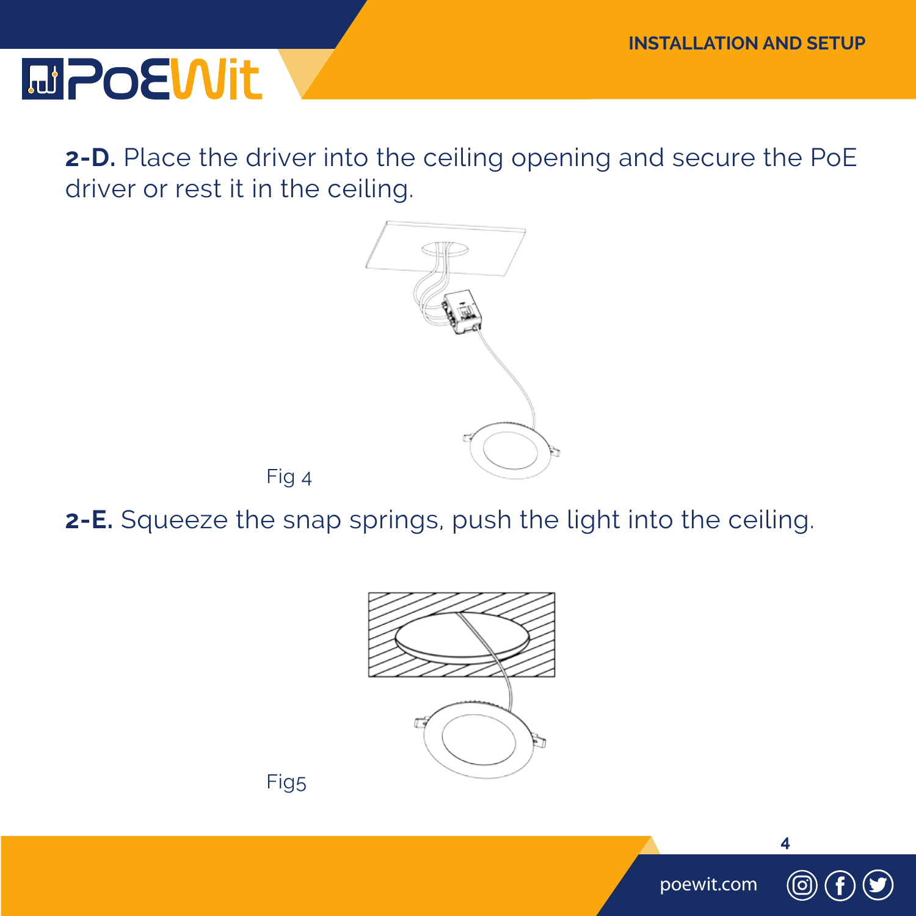**2-D.** Place the driver into the ceiling opening and secure the PoE driver or rest it in the ceiling.

Fig 4

**2-E.** Squeeze the snap springs, push the light into the ceiling.

Fig5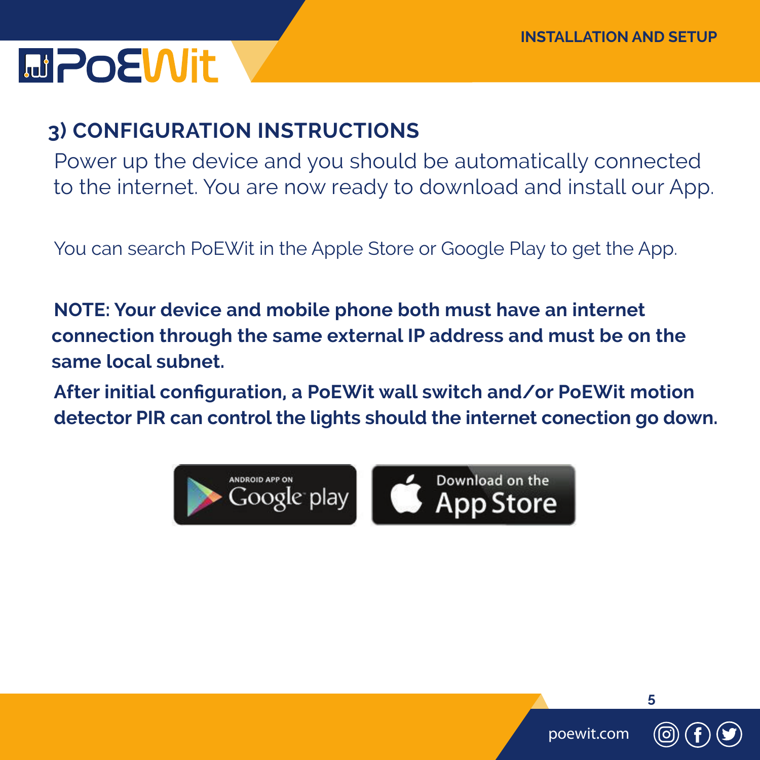## 3) CONFIGURATION INSTRUCTIONS

Power up the device and you should be automatically connected to the internet. You are now ready to download and install our App.

You can search PoEWit in the Apple Store or Google Play to get the App.

**NOTE: Your device and mobile phone both must have an internet connection through the same external IP address and must be on the same local subnet.**

**After initial configuration, a PoEWit wall switch and/or PoEWit motion detector PIR can control the lights should the internet conection go down.**

ANDROID APP ON Google play

Download on the App Store